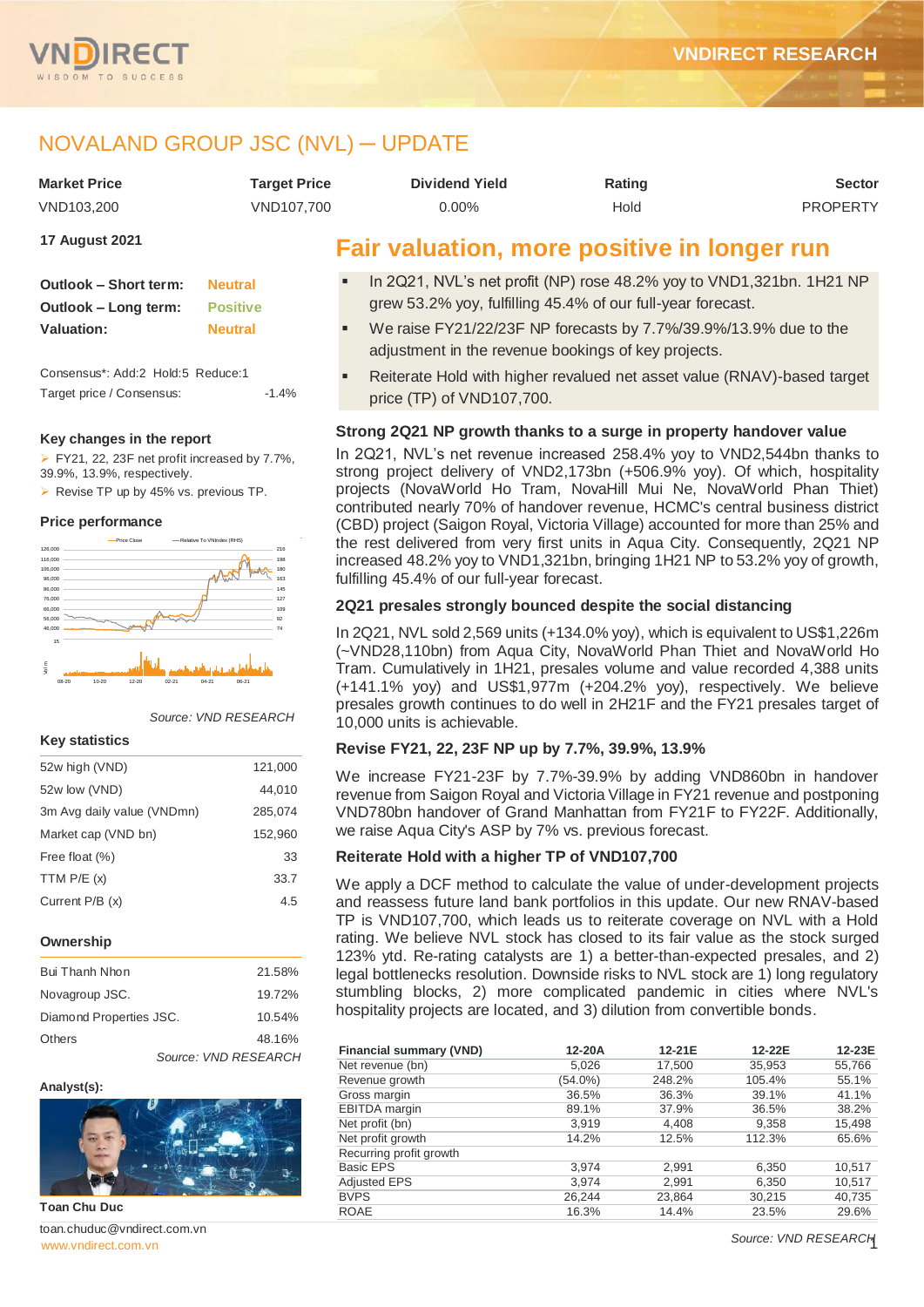# NOVALAND GROUP JSC (NVL) – UPDATE

| Market Price | Target Price | Dividend Yield | Rating | Sector |
|---|---|---|---|---|
| VND103,200 | VND107,700 | 0.00% | Hold | PROPERTY |

**17 August 2021**

| | |
|---|---|
| **Outlook – Short term:** | Neutral |
| **Outlook – Long term:** | Positive |
| **Valuation:** | Neutral |

Consensus*: Add:2 Hold:5 Reduce:1

Target price / Consensus: -1.4%

### Key changes in the report

- FY21, 22, 23F net profit increased by 7.7%, 39.9%, 13.9%, respectively.
- Revise TP up by 45% vs. previous TP.

### Price performance

Source: VND RESEARCH

### Key statistics

| | |
|---|---|
| 52w high (VND) | 121,000 |
| 52w low (VND) | 44,010 |
| 3m Avg daily value (VNDmn) | 285,074 |
| Market cap (VND bn) | 152,960 |
| Free float (%) | 33 |
| TTM P/E (x) | 33.7 |
| Current P/B (x) | 4.5 |

### Ownership

| | |
|---|---|
| Bui Thanh Nhon | 21.58% |
| Novagroup JSC. | 19.72% |
| Diamond Properties JSC. | 10.54% |
| Others | 48.16% |

Source: VND RESEARCH

**Analyst(s):**

**Toan Chu Duc**

toan.chuduc@vndirect.com.vn

## Fair valuation, more positive in longer run

- In 2Q21, NVL's net profit (NP) rose 48.2% yoy to VND1,321bn. 1H21 NP grew 53.2% yoy, fulfilling 45.4% of our full-year forecast.
- We raise FY21/22/23F NP forecasts by 7.7%/39.9%/13.9% due to the adjustment in the revenue bookings of key projects.
- Reiterate Hold with higher revalued net asset value (RNAV)-based target price (TP) of VND107,700.

### Strong 2Q21 NP growth thanks to a surge in property handover value

In 2Q21, NVL's net revenue increased 258.4% yoy to VND2,544bn thanks to strong project delivery of VND2,173bn (+506.9% yoy). Of which, hospitality projects (NovaWorld Ho Tram, NovaHill Mui Ne, NovaWorld Phan Thiet) contributed nearly 70% of handover revenue, HCMC's central business district (CBD) project (Saigon Royal, Victoria Village) accounted for more than 25% and the rest delivered from very first units in Aqua City. Consequently, 2Q21 NP increased 48.2% yoy to VND1,321bn, bringing 1H21 NP to 53.2% yoy of growth, fulfilling 45.4% of our full-year forecast.

### 2Q21 presales strongly bounced despite the social distancing

In 2Q21, NVL sold 2,569 units (+134.0% yoy), which is equivalent to US$1,226m (~VND28,110bn) from Aqua City, NovaWorld Phan Thiet and NovaWorld Ho Tram. Cumulatively in 1H21, presales volume and value recorded 4,388 units (+141.1% yoy) and US$1,977m (+204.2% yoy), respectively. We believe presales growth continues to do well in 2H21F and the FY21 presales target of 10,000 units is achievable.

### Revise FY21, 22, 23F NP up by 7.7%, 39.9%, 13.9%

We increase FY21-23F by 7.7%-39.9% by adding VND860bn in handover revenue from Saigon Royal and Victoria Village in FY21 revenue and postponing VND780bn handover of Grand Manhattan from FY21F to FY22F. Additionally, we raise Aqua City's ASP by 7% vs. previous forecast.

### Reiterate Hold with a higher TP of VND107,700

We apply a DCF method to calculate the value of under-development projects and reassess future land bank portfolios in this update. Our new RNAV-based TP is VND107,700, which leads us to reiterate coverage on NVL with a Hold rating. We believe NVL stock has closed to its fair value as the stock surged 123% ytd. Re-rating catalysts are 1) a better-than-expected presales, and 2) legal bottlenecks resolution. Downside risks to NVL stock are 1) long regulatory stumbling blocks, 2) more complicated pandemic in cities where NVL's hospitality projects are located, and 3) dilution from convertible bonds.

| Financial summary (VND) | 12-20A | 12-21E | 12-22E | 12-23E |
|---|---|---|---|---|
| Net revenue (bn) | 5,026 | 17,500 | 35,953 | 55,766 |
| Revenue growth | (54.0%) | 248.2% | 105.4% | 55.1% |
| Gross margin | 36.5% | 36.3% | 39.1% | 41.1% |
| EBITDA margin | 89.1% | 37.9% | 36.5% | 38.2% |
| Net profit (bn) | 3,919 | 4,408 | 9,358 | 15,498 |
| Net profit growth | 14.2% | 12.5% | 112.3% | 65.6% |
| Recurring profit growth | | | | |
| Basic EPS | 3,974 | 2,991 | 6,350 | 10,517 |
| Adjusted EPS | 3,974 | 2,991 | 6,350 | 10,517 |
| BVPS | 26,244 | 23,864 | 30,215 | 40,735 |
| ROAE | 16.3% | 14.4% | 23.5% | 29.6% |

Source: VND RESEARCH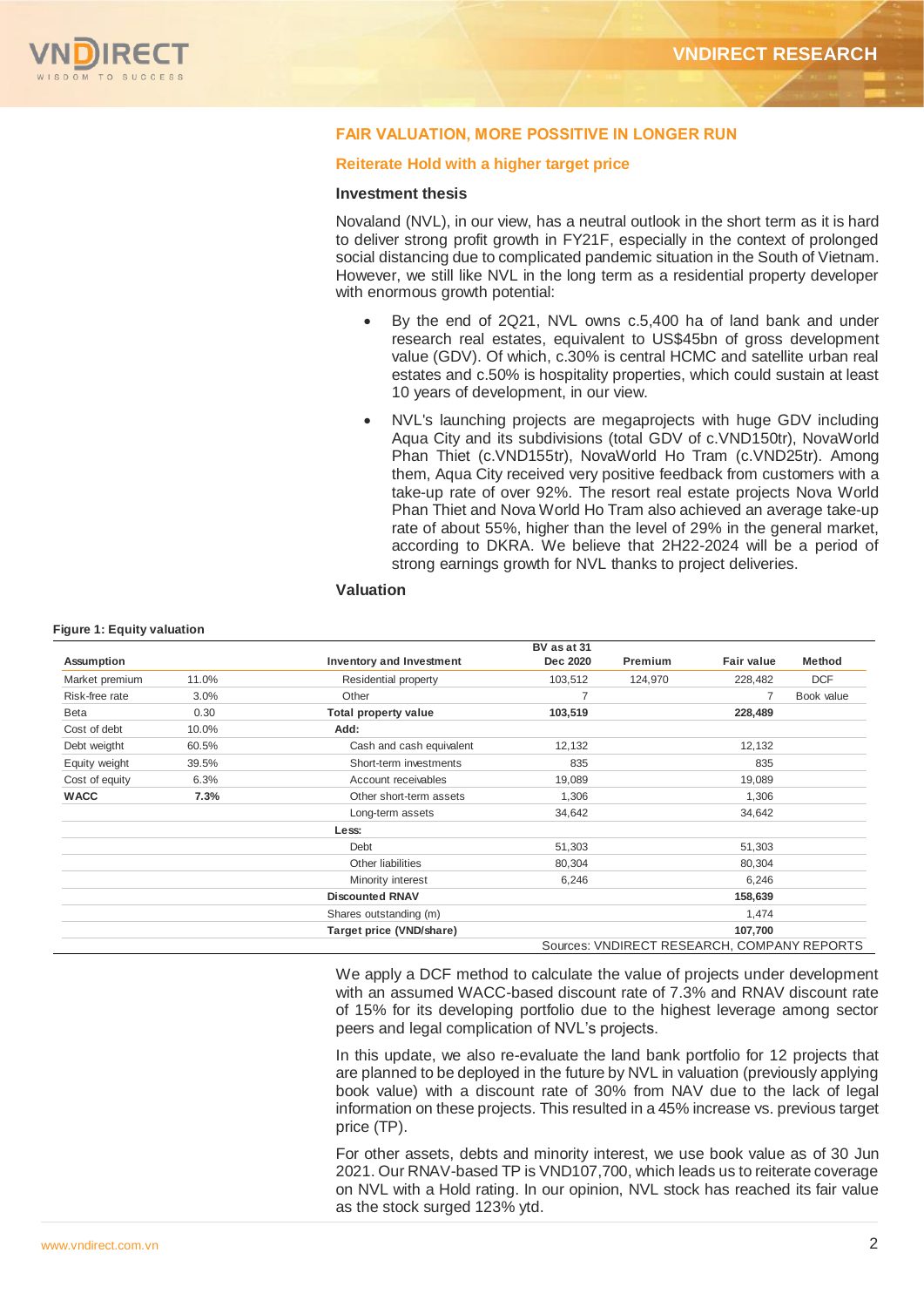## FAIR VALUATION, MORE POSSITIVE IN LONGER RUN

### Reiterate Hold with a higher target price

**Investment thesis**

Novaland (NVL), in our view, has a neutral outlook in the short term as it is hard to deliver strong profit growth in FY21F, especially in the context of prolonged social distancing due to complicated pandemic situation in the South of Vietnam. However, we still like NVL in the long term as a residential property developer with enormous growth potential:

- By the end of 2Q21, NVL owns c.5,400 ha of land bank and under research real estates, equivalent to US$45bn of gross development value (GDV). Of which, c.30% is central HCMC and satellite urban real estates and c.50% is hospitality properties, which could sustain at least 10 years of development, in our view.
- NVL's launching projects are megaprojects with huge GDV including Aqua City and its subdivisions (total GDV of c.VND150tr), NovaWorld Phan Thiet (c.VND155tr), NovaWorld Ho Tram (c.VND25tr). Among them, Aqua City received very positive feedback from customers with a take-up rate of over 92%. The resort real estate projects Nova World Phan Thiet and Nova World Ho Tram also achieved an average take-up rate of about 55%, higher than the level of 29% in the general market, according to DKRA. We believe that 2H22-2024 will be a period of strong earnings growth for NVL thanks to project deliveries.

**Valuation**

**Figure 1: Equity valuation**

| Assumption | | Inventory and Investment | BV as at 31 Dec 2020 | Premium | Fair value | Method |
|---|---|---|---|---|---|---|
| Market premium | 11.0% | Residential property | 103,512 | 124,970 | 228,482 | DCF |
| Risk-free rate | 3.0% | Other | 7 | | 7 | Book value |
| Beta | 0.30 | **Total property value** | **103,519** | | **228,489** | |
| Cost of debt | 10.0% | **Add:** | | | | |
| Debt weigtht | 60.5% | Cash and cash equivalent | 12,132 | | 12,132 | |
| Equity weight | 39.5% | Short-term investments | 835 | | 835 | |
| Cost of equity | 6.3% | Account receivables | 19,089 | | 19,089 | |
| **WACC** | **7.3%** | Other short-term assets | 1,306 | | 1,306 | |
| | | Long-term assets | 34,642 | | 34,642 | |
| | | **Less:** | | | | |
| | | Debt | 51,303 | | 51,303 | |
| | | Other liabilities | 80,304 | | 80,304 | |
| | | Minority interest | 6,246 | | 6,246 | |
| | | **Discounted RNAV** | | | **158,639** | |
| | | Shares outstanding (m) | | | 1,474 | |
| | | **Target price (VND/share)** | | | **107,700** | |

Sources: VNDIRECT RESEARCH, COMPANY REPORTS

We apply a DCF method to calculate the value of projects under development with an assumed WACC-based discount rate of 7.3% and RNAV discount rate of 15% for its developing portfolio due to the highest leverage among sector peers and legal complication of NVL's projects.

In this update, we also re-evaluate the land bank portfolio for 12 projects that are planned to be deployed in the future by NVL in valuation (previously applying book value) with a discount rate of 30% from NAV due to the lack of legal information on these projects. This resulted in a 45% increase vs. previous target price (TP).

For other assets, debts and minority interest, we use book value as of 30 Jun 2021. Our RNAV-based TP is VND107,700, which leads us to reiterate coverage on NVL with a Hold rating. In our opinion, NVL stock has reached its fair value as the stock surged 123% ytd.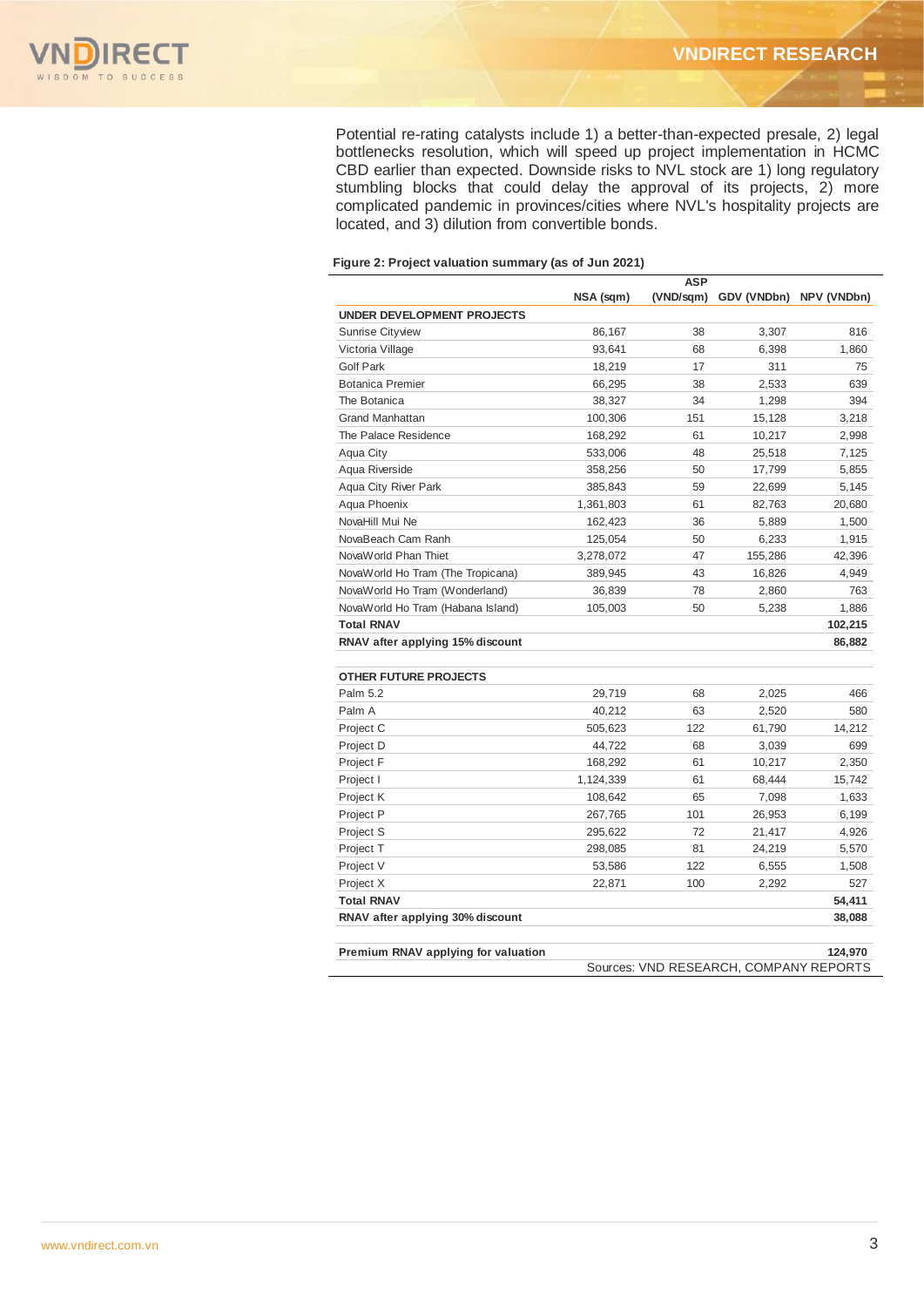Potential re-rating catalysts include 1) a better-than-expected presale, 2) legal bottlenecks resolution, which will speed up project implementation in HCMC CBD earlier than expected. Downside risks to NVL stock are 1) long regulatory stumbling blocks that could delay the approval of its projects, 2) more complicated pandemic in provinces/cities where NVL's hospitality projects are located, and 3) dilution from convertible bonds.

**Figure 2: Project valuation summary (as of Jun 2021)**

| | NSA (sqm) | ASP (VND/sqm) | GDV (VNDbn) | NPV (VNDbn) |
|---|---|---|---|---|
| **UNDER DEVELOPMENT PROJECTS** | | | | |
| Sunrise Cityview | 86,167 | 38 | 3,307 | 816 |
| Victoria Village | 93,641 | 68 | 6,398 | 1,860 |
| Golf Park | 18,219 | 17 | 311 | 75 |
| Botanica Premier | 66,295 | 38 | 2,533 | 639 |
| The Botanica | 38,327 | 34 | 1,298 | 394 |
| Grand Manhattan | 100,306 | 151 | 15,128 | 3,218 |
| The Palace Residence | 168,292 | 61 | 10,217 | 2,998 |
| Aqua City | 533,006 | 48 | 25,518 | 7,125 |
| Aqua Riverside | 358,256 | 50 | 17,799 | 5,855 |
| Aqua City River Park | 385,843 | 59 | 22,699 | 5,145 |
| Aqua Phoenix | 1,361,803 | 61 | 82,763 | 20,680 |
| NovaHill Mui Ne | 162,423 | 36 | 5,889 | 1,500 |
| NovaBeach Cam Ranh | 125,054 | 50 | 6,233 | 1,915 |
| NovaWorld Phan Thiet | 3,278,072 | 47 | 155,286 | 42,396 |
| NovaWorld Ho Tram (The Tropicana) | 389,945 | 43 | 16,826 | 4,949 |
| NovaWorld Ho Tram (Wonderland) | 36,839 | 78 | 2,860 | 763 |
| NovaWorld Ho Tram (Habana Island) | 105,003 | 50 | 5,238 | 1,886 |
| **Total RNAV** | | | | **102,215** |
| **RNAV after applying 15% discount** | | | | **86,882** |
| | | | | |
| **OTHER FUTURE PROJECTS** | | | | |
| Palm 5.2 | 29,719 | 68 | 2,025 | 466 |
| Palm A | 40,212 | 63 | 2,520 | 580 |
| Project C | 505,623 | 122 | 61,790 | 14,212 |
| Project D | 44,722 | 68 | 3,039 | 699 |
| Project F | 168,292 | 61 | 10,217 | 2,350 |
| Project I | 1,124,339 | 61 | 68,444 | 15,742 |
| Project K | 108,642 | 65 | 7,098 | 1,633 |
| Project P | 267,765 | 101 | 26,953 | 6,199 |
| Project S | 295,622 | 72 | 21,417 | 4,926 |
| Project T | 298,085 | 81 | 24,219 | 5,570 |
| Project V | 53,586 | 122 | 6,555 | 1,508 |
| Project X | 22,871 | 100 | 2,292 | 527 |
| **Total RNAV** | | | | **54,411** |
| **RNAV after applying 30% discount** | | | | **38,088** |
| | | | | |
| **Premium RNAV applying for valuation** | | | | **124,970** |

Sources: VND RESEARCH, COMPANY REPORTS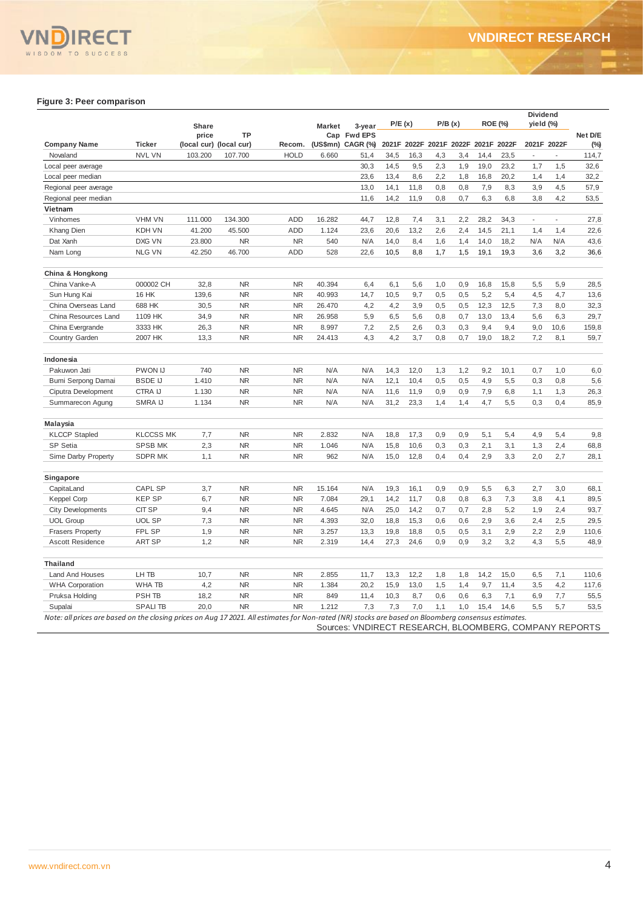**Figure 3: Peer comparison**

| Company Name | Ticker | Share price (local cur) | TP (local cur) | Recom. | Market Cap (US$mn) | 3-year Fwd EPS CAGR (%) | P/E (x) 2021F | P/E (x) 2022F | P/B (x) 2021F | P/B (x) 2022F | ROE (%) 2021F | ROE (%) 2022F | Dividend yield (%) 2021F | Dividend yield (%) 2022F | Net D/E (%) |
|---|---|---|---|---|---|---|---|---|---|---|---|---|---|---|---|
| Novaland | NVL VN | 103.200 | 107.700 | HOLD | 6.660 | 51,4 | 34,5 | 16,3 | 4,3 | 3,4 | 14,4 | 23,5 | - | - | 114,7 |
| Local peer average | | | | | | 30,3 | 14,5 | 9,5 | 2,3 | 1,9 | 19,0 | 23,2 | 1,7 | 1,5 | 32,6 |
| Local peer median | | | | | | 23,6 | 13,4 | 8,6 | 2,2 | 1,8 | 16,8 | 20,2 | 1,4 | 1,4 | 32,2 |
| Regional peer average | | | | | | 13,0 | 14,1 | 11,8 | 0,8 | 0,8 | 7,9 | 8,3 | 3,9 | 4,5 | 57,9 |
| Regional peer median | | | | | | 11,6 | 14,2 | 11,9 | 0,8 | 0,7 | 6,3 | 6,8 | 3,8 | 4,2 | 53,5 |
| **Vietnam** | | | | | | | | | | | | | | | |
| Vinhomes | VHM VN | 111.000 | 134.300 | ADD | 16.282 | 44,7 | 12,8 | 7,4 | 3,1 | 2,2 | 28,2 | 34,3 | - | - | 27,8 |
| Khang Dien | KDH VN | 41.200 | 45.500 | ADD | 1.124 | 23,6 | 20,6 | 13,2 | 2,6 | 2,4 | 14,5 | 21,1 | 1,4 | 1,4 | 22,6 |
| Dat Xanh | DXG VN | 23.800 | NR | NR | 540 | N/A | 14,0 | 8,4 | 1,6 | 1,4 | 14,0 | 18,2 | N/A | N/A | 43,6 |
| Nam Long | NLG VN | 42.250 | 46.700 | ADD | 528 | 22,6 | 10,5 | 8,8 | 1,7 | 1,5 | 19,1 | 19,3 | 3,6 | 3,2 | 36,6 |
| **China & Hongkong** | | | | | | | | | | | | | | | |
| China Vanke-A | 000002 CH | 32,8 | NR | NR | 40.394 | 6,4 | 6,1 | 5,6 | 1,0 | 0,9 | 16,8 | 15,8 | 5,5 | 5,9 | 28,5 |
| Sun Hung Kai | 16 HK | 139,6 | NR | NR | 40.993 | 14,7 | 10,5 | 9,7 | 0,5 | 0,5 | 5,2 | 5,4 | 4,5 | 4,7 | 13,6 |
| China Overseas Land | 688 HK | 30,5 | NR | NR | 26.470 | 4,2 | 4,2 | 3,9 | 0,5 | 0,5 | 12,3 | 12,5 | 7,3 | 8,0 | 32,3 |
| China Resources Land | 1109 HK | 34,9 | NR | NR | 26.958 | 5,9 | 6,5 | 5,6 | 0,8 | 0,7 | 13,0 | 13,4 | 5,6 | 6,3 | 29,7 |
| China Evergrande | 3333 HK | 26,3 | NR | NR | 8.997 | 7,2 | 2,5 | 2,6 | 0,3 | 0,3 | 9,4 | 9,4 | 9,0 | 10,6 | 159,8 |
| Country Garden | 2007 HK | 13,3 | NR | NR | 24.413 | 4,3 | 4,2 | 3,7 | 0,8 | 0,7 | 19,0 | 18,2 | 7,2 | 8,1 | 59,7 |
| **Indonesia** | | | | | | | | | | | | | | | |
| Pakuwon Jati | PWON IJ | 740 | NR | NR | N/A | N/A | 14,3 | 12,0 | 1,3 | 1,2 | 9,2 | 10,1 | 0,7 | 1,0 | 6,0 |
| Bumi Serpong Damai | BSDE IJ | 1.410 | NR | NR | N/A | N/A | 12,1 | 10,4 | 0,5 | 0,5 | 4,9 | 5,5 | 0,3 | 0,8 | 5,6 |
| Ciputra Development | CTRA IJ | 1.130 | NR | NR | N/A | N/A | 11,6 | 11,9 | 0,9 | 0,9 | 7,9 | 6,8 | 1,1 | 1,3 | 26,3 |
| Summarecon Agung | SMRA IJ | 1.134 | NR | NR | N/A | N/A | 31,2 | 23,3 | 1,4 | 1,4 | 4,7 | 5,5 | 0,3 | 0,4 | 85,9 |
| **Malaysia** | | | | | | | | | | | | | | | |
| KLCCP Stapled | KLCCSS MK | 7,7 | NR | NR | 2.832 | N/A | 18,8 | 17,3 | 0,9 | 0,9 | 5,1 | 5,4 | 4,9 | 5,4 | 9,8 |
| SP Setia | SPSB MK | 2,3 | NR | NR | 1.046 | N/A | 15,8 | 10,6 | 0,3 | 0,3 | 2,1 | 3,1 | 1,3 | 2,4 | 68,8 |
| Sime Darby Property | SDPR MK | 1,1 | NR | NR | 962 | N/A | 15,0 | 12,8 | 0,4 | 0,4 | 2,9 | 3,3 | 2,0 | 2,7 | 28,1 |
| **Singapore** | | | | | | | | | | | | | | | |
| CapitaLand | CAPL SP | 3,7 | NR | NR | 15.164 | N/A | 19,3 | 16,1 | 0,9 | 0,9 | 5,5 | 6,3 | 2,7 | 3,0 | 68,1 |
| Keppel Corp | KEP SP | 6,7 | NR | NR | 7.084 | 29,1 | 14,2 | 11,7 | 0,8 | 0,8 | 6,3 | 7,3 | 3,8 | 4,1 | 89,5 |
| City Developments | CIT SP | 9,4 | NR | NR | 4.645 | N/A | 25,0 | 14,2 | 0,7 | 0,7 | 2,8 | 5,2 | 1,9 | 2,4 | 93,7 |
| UOL Group | UOL SP | 7,3 | NR | NR | 4.393 | 32,0 | 18,8 | 15,3 | 0,6 | 0,6 | 2,9 | 3,6 | 2,4 | 2,5 | 29,5 |
| Frasers Property | FPL SP | 1,9 | NR | NR | 3.257 | 13,3 | 19,8 | 18,8 | 0,5 | 0,5 | 3,1 | 2,9 | 2,2 | 2,9 | 110,6 |
| Ascott Residence | ART SP | 1,2 | NR | NR | 2.319 | 14,4 | 27,3 | 24,6 | 0,9 | 0,9 | 3,2 | 3,2 | 4,3 | 5,5 | 48,9 |
| **Thailand** | | | | | | | | | | | | | | | |
| Land And Houses | LH TB | 10,7 | NR | NR | 2.855 | 11,7 | 13,3 | 12,2 | 1,8 | 1,8 | 14,2 | 15,0 | 6,5 | 7,1 | 110,6 |
| WHA Corporation | WHA TB | 4,2 | NR | NR | 1.384 | 20,2 | 15,9 | 13,0 | 1,5 | 1,4 | 9,7 | 11,4 | 3,5 | 4,2 | 117,6 |
| Pruksa Holding | PSH TB | 18,2 | NR | NR | 849 | 11,4 | 10,3 | 8,7 | 0,6 | 0,6 | 6,3 | 7,1 | 6,9 | 7,7 | 55,5 |
| Supalai | SPALI TB | 20,0 | NR | NR | 1.212 | 7,3 | 7,3 | 7,0 | 1,1 | 1,0 | 15,4 | 14,6 | 5,5 | 5,7 | 53,5 |

*Note: all prices are based on the closing prices on Aug 17 2021. All estimates for Non-rated (NR) stocks are based on Bloomberg consensus estimates.*

Sources: VNDIRECT RESEARCH, BLOOMBERG, COMPANY REPORTS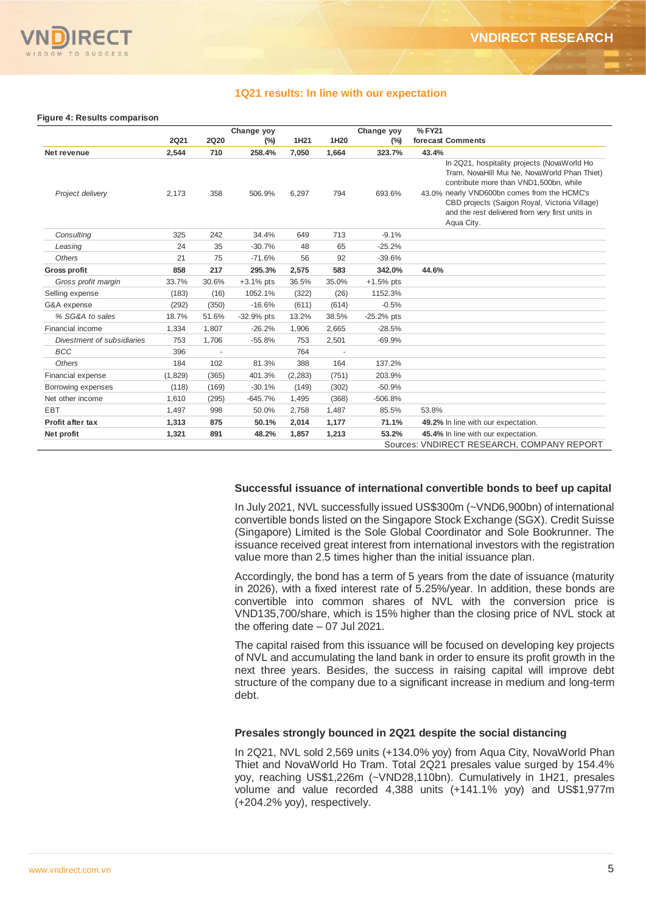## 1Q21 results: In line with our expectation

**Figure 4: Results comparison**

| | 2Q21 | 2Q20 | Change yoy (%) | 1H21 | 1H20 | Change yoy (%) | % FY21 forecast | Comments |
|---|---|---|---|---|---|---|---|---|
| **Net revenue** | **2,544** | **710** | **258.4%** | **7,050** | **1,664** | **323.7%** | **43.4%** | |
| *Project delivery* | 2,173 | 358 | 506.9% | 6,297 | 794 | 693.6% | 43.0% | In 2Q21, hospitality projects (NovaWorld Ho Tram, NovaHill Mui Ne, NovaWorld Phan Thiet) contribute more than VND1,500bn, while nearly VND600bn comes from the HCMC's CBD projects (Saigon Royal, Victoria Village) and the rest delivered from very first units in Aqua City. |
| *Consulting* | 325 | 242 | 34.4% | 649 | 713 | -9.1% | | |
| *Leasing* | 24 | 35 | -30.7% | 48 | 65 | -25.2% | | |
| *Others* | 21 | 75 | -71.6% | 56 | 92 | -39.6% | | |
| **Gross profit** | **858** | **217** | **295.3%** | **2,575** | **583** | **342.0%** | **44.6%** | |
| *Gross profit margin* | 33.7% | 30.6% | +3.1% pts | 36.5% | 35.0% | +1.5% pts | | |
| Selling expense | (183) | (16) | 1052.1% | (322) | (26) | 1152.3% | | |
| G&A expense | (292) | (350) | -16.6% | (611) | (614) | -0.5% | | |
| *% SG&A to sales* | 18.7% | 51.6% | -32.9% pts | 13.2% | 38.5% | -25.2% pts | | |
| Financial income | 1,334 | 1,807 | -26.2% | 1,906 | 2,665 | -28.5% | | |
| *Divestment of subsidiaries* | 753 | 1,706 | -55.8% | 753 | 2,501 | -69.9% | | |
| *BCC* | 396 | - | | 764 | - | | | |
| *Others* | 184 | 102 | 81.3% | 388 | 164 | 137.2% | | |
| Financial expense | (1,829) | (365) | 401.3% | (2,283) | (751) | 203.9% | | |
| Borrowing expenses | (118) | (169) | -30.1% | (149) | (302) | -50.9% | | |
| Net other income | 1,610 | (295) | -645.7% | 1,495 | (368) | -506.8% | | |
| EBT | 1,497 | 998 | 50.0% | 2,758 | 1,487 | 85.5% | 53.8% | |
| **Profit after tax** | **1,313** | **875** | **50.1%** | **2,014** | **1,177** | **71.1%** | **49.2%** | In line with our expectation. |
| **Net profit** | **1,321** | **891** | **48.2%** | **1,857** | **1,213** | **53.2%** | **45.4%** | In line with our expectation. |

Sources: VNDIRECT RESEARCH, COMPANY REPORT

### Successful issuance of international convertible bonds to beef up capital

In July 2021, NVL successfully issued US$300m (~VND6,900bn) of international convertible bonds listed on the Singapore Stock Exchange (SGX). Credit Suisse (Singapore) Limited is the Sole Global Coordinator and Sole Bookrunner. The issuance received great interest from international investors with the registration value more than 2.5 times higher than the initial issuance plan.

Accordingly, the bond has a term of 5 years from the date of issuance (maturity in 2026), with a fixed interest rate of 5.25%/year. In addition, these bonds are convertible into common shares of NVL with the conversion price is VND135,700/share, which is 15% higher than the closing price of NVL stock at the offering date – 07 Jul 2021.

The capital raised from this issuance will be focused on developing key projects of NVL and accumulating the land bank in order to ensure its profit growth in the next three years. Besides, the success in raising capital will improve debt structure of the company due to a significant increase in medium and long-term debt.

### Presales strongly bounced in 2Q21 despite the social distancing

In 2Q21, NVL sold 2,569 units (+134.0% yoy) from Aqua City, NovaWorld Phan Thiet and NovaWorld Ho Tram. Total 2Q21 presales value surged by 154.4% yoy, reaching US$1,226m (~VND28,110bn). Cumulatively in 1H21, presales volume and value recorded 4,388 units (+141.1% yoy) and US$1,977m (+204.2% yoy), respectively.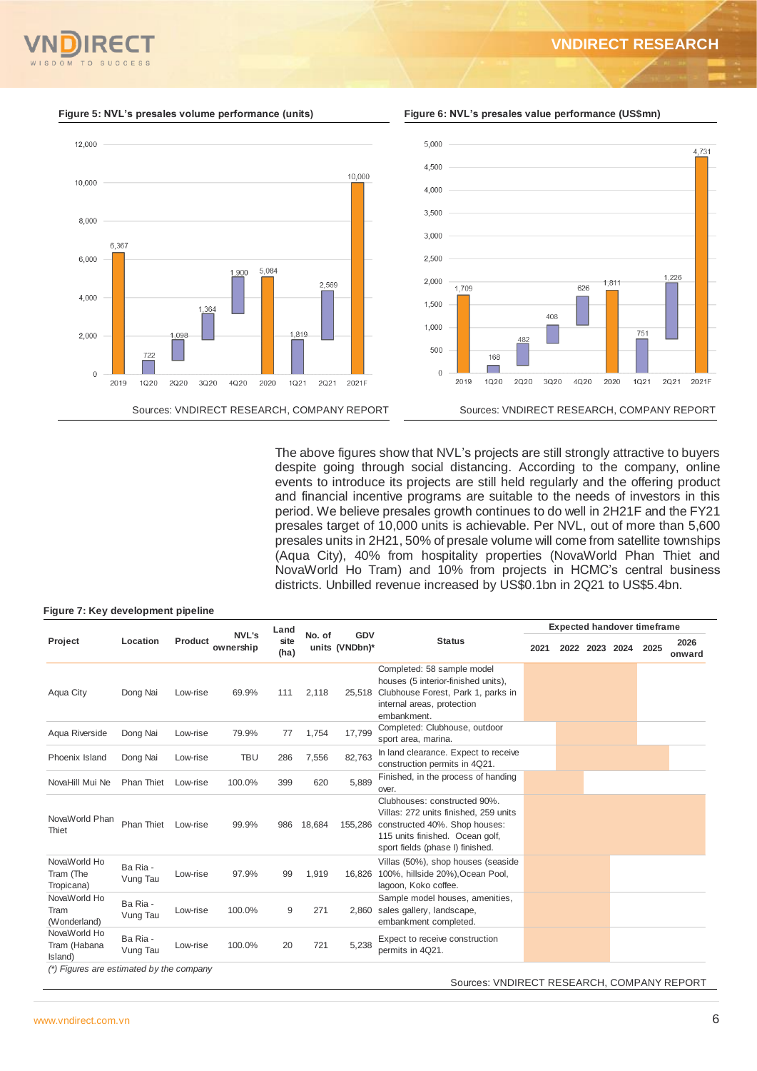**Figure 5: NVL's presales volume performance (units)**

| Period | Units |
|---|---|
| 2019 | 6,367 |
| 1Q20 | 722 |
| 2Q20 | 1,098 |
| 3Q20 | 1,364 |
| 4Q20 | 1,900 |
| 2020 | 5,084 |
| 1Q21 | 1,819 |
| 2Q21 | 2,569 |
| 2021F | 10,000 |

Sources: VNDIRECT RESEARCH, COMPANY REPORT

**Figure 6: NVL's presales value performance (US$mn)**

| Period | US$mn |
|---|---|
| 2019 | 1,709 |
| 1Q20 | 168 |
| 2Q20 | 482 |
| 3Q20 | 408 |
| 4Q20 | 626 |
| 2020 | 1,811 |
| 1Q21 | 751 |
| 2Q21 | 1,226 |
| 2021F | 4,731 |

Sources: VNDIRECT RESEARCH, COMPANY REPORT

The above figures show that NVL's projects are still strongly attractive to buyers despite going through social distancing. According to the company, online events to introduce its projects are still held regularly and the offering product and financial incentive programs are suitable to the needs of investors in this period. We believe presales growth continues to do well in 2H21F and the FY21 presales target of 10,000 units is achievable. Per NVL, out of more than 5,600 presales units in 2H21, 50% of presale volume will come from satellite townships (Aqua City), 40% from hospitality properties (NovaWorld Phan Thiet and NovaWorld Ho Tram) and 10% from projects in HCMC's central business districts. Unbilled revenue increased by US$0.1bn in 2Q21 to US$5.4bn.

**Figure 7: Key development pipeline**

| Project | Location | Product | NVL's ownership | Land site (ha) | No. of units | GDV (VNDbn)* | Status | Expected handover timeframe: 2021 | 2022 | 2023 | 2024 | 2025 | 2026 onward |
|---|---|---|---|---|---|---|---|---|---|---|---|---|---|
| Aqua City | Dong Nai | Low-rise | 69.9% | 111 | 2,118 | 25,518 | Completed: 58 sample model houses (5 interior-finished units), Clubhouse Forest, Park 1, parks in internal areas, protection embankment. | x | x | x | x | | |
| Aqua Riverside | Dong Nai | Low-rise | 79.9% | 77 | 1,754 | 17,799 | Completed: Clubhouse, outdoor sport area, marina. | | x | x | x | | |
| Phoenix Island | Dong Nai | Low-rise | TBU | 286 | 7,556 | 82,763 | In land clearance. Expect to receive construction permits in 4Q21. | | x | x | x | x | |
| NovaHill Mui Ne | Phan Thiet | Low-rise | 100.0% | 399 | 620 | 5,889 | Finished, in the process of handing over. | x | x | | | | |
| NovaWorld Phan Thiet | Phan Thiet | Low-rise | 99.9% | 986 | 18,684 | 155,286 | Clubhouses: constructed 90%. Villas: 272 units finished, 259 units constructed 40%. Shop houses: 115 units finished. Ocean golf, sport fields (phase I) finished. | x | x | x | x | x | x |
| NovaWorld Ho Tram (The Tropicana) | Ba Ria - Vung Tau | Low-rise | 97.9% | 99 | 1,919 | 16,826 | Villas (50%), shop houses (seaside 100%, hillside 20%),Ocean Pool, lagoon, Koko coffee. | x | x | x | | | |
| NovaWorld Ho Tram (Wonderland) | Ba Ria - Vung Tau | Low-rise | 100.0% | 9 | 271 | 2,860 | Sample model houses, amenities, sales gallery, landscape, embankment completed. | x | x | x | | | |
| NovaWorld Ho Tram (Habana Island) | Ba Ria - Vung Tau | Low-rise | 100.0% | 20 | 721 | 5,238 | Expect to receive construction permits in 4Q21. | x | | | | | |

*(\*) Figures are estimated by the company*

Sources: VNDIRECT RESEARCH, COMPANY REPORT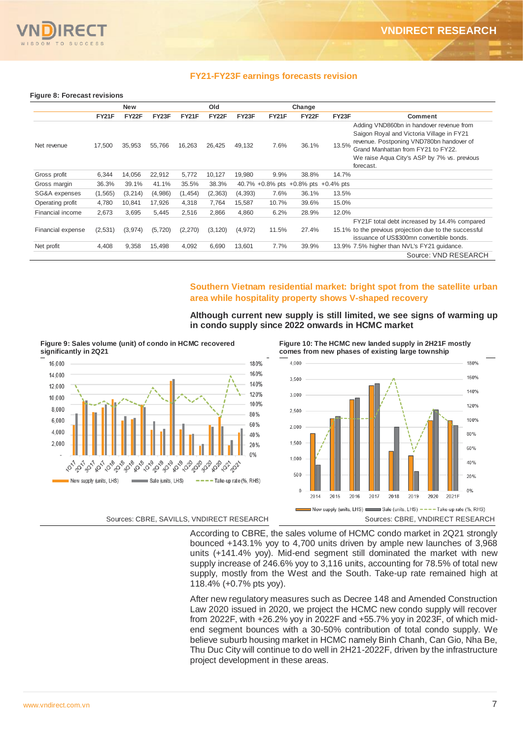## FY21-FY23F earnings forecasts revision

**Figure 8: Forecast revisions**

| | New | | | Old | | | Change | | | |
|---|---|---|---|---|---|---|---|---|---|---|
| | FY21F | FY22F | FY23F | FY21F | FY22F | FY23F | FY21F | FY22F | FY23F | Comment |
| Net revenue | 17,500 | 35,953 | 55,766 | 16,263 | 26,425 | 49,132 | 7.6% | 36.1% | 13.5% | Adding VND860bn in handover revenue from Saigon Royal and Victoria Village in FY21 revenue. Postponing VND780bn handover of Grand Manhattan from FY21 to FY22. We raise Aqua City's ASP by 7% vs. previous forecast. |
| Gross profit | 6,344 | 14,056 | 22,912 | 5,772 | 10,127 | 19,980 | 9.9% | 38.8% | 14.7% | |
| Gross margin | 36.3% | 39.1% | 41.1% | 35.5% | 38.3% | 40.7% | +0.8% pts | +0.8% pts | +0.4% pts | |
| SG&A expenses | (1,565) | (3,214) | (4,986) | (1,454) | (2,363) | (4,393) | 7.6% | 36.1% | 13.5% | |
| Operating profit | 4,780 | 10,841 | 17,926 | 4,318 | 7,764 | 15,587 | 10.7% | 39.6% | 15.0% | |
| Financial income | 2,673 | 3,695 | 5,445 | 2,516 | 2,866 | 4,860 | 6.2% | 28.9% | 12.0% | |
| Financial expense | (2,531) | (3,974) | (5,720) | (2,270) | (3,120) | (4,972) | 11.5% | 27.4% | 15.1% | FY21F total debt increased by 14.4% compared to the previous projection due to the successful issuance of US$300mn convertible bonds. |
| Net profit | 4,408 | 9,358 | 15,498 | 4,092 | 6,690 | 13,601 | 7.7% | 39.9% | 13.9% | 7.5% higher than NVL's FY21 guidance. |

Source: VND RESEARCH

## Southern Vietnam residential market: bright spot from the satellite urban area while hospitality property shows V-shaped recovery

**Although current new supply is still limited, we see signs of warming up in condo supply since 2022 onwards in HCMC market**

**Figure 9: Sales volume (unit) of condo in HCMC recovered significantly in 2Q21**

Sources: CBRE, SAVILLS, VNDIRECT RESEARCH

**Figure 10: The HCMC new landed supply in 2H21F mostly comes from new phases of existing large township**

Sources: CBRE, VNDIRECT RESEARCH

According to CBRE, the sales volume of HCMC condo market in 2Q21 strongly bounced +143.1% yoy to 4,700 units driven by ample new launches of 3,968 units (+141.4% yoy). Mid-end segment still dominated the market with new supply increase of 246.6% yoy to 3,116 units, accounting for 78.5% of total new supply, mostly from the West and the South. Take-up rate remained high at 118.4% (+0.7% pts yoy).

After new regulatory measures such as Decree 148 and Amended Construction Law 2020 issued in 2020, we project the HCMC new condo supply will recover from 2022F, with +26.2% yoy in 2022F and +55.7% yoy in 2023F, of which mid-end segment bounces with a 30-50% contribution of total condo supply. We believe suburb housing market in HCMC namely Binh Chanh, Can Gio, Nha Be, Thu Duc City will continue to do well in 2H21-2022F, driven by the infrastructure project development in these areas.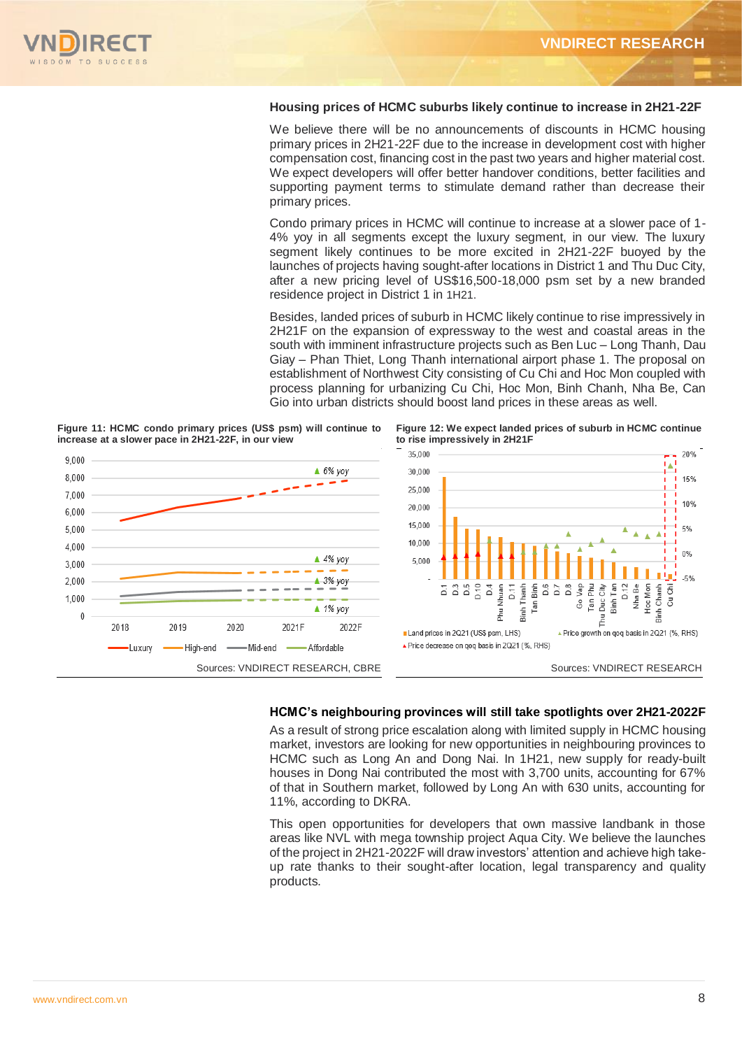### Housing prices of HCMC suburbs likely continue to increase in 2H21-22F

We believe there will be no announcements of discounts in HCMC housing primary prices in 2H21-22F due to the increase in development cost with higher compensation cost, financing cost in the past two years and higher material cost. We expect developers will offer better handover conditions, better facilities and supporting payment terms to stimulate demand rather than decrease their primary prices.

Condo primary prices in HCMC will continue to increase at a slower pace of 1-4% yoy in all segments except the luxury segment, in our view. The luxury segment likely continues to be more excited in 2H21-22F buoyed by the launches of projects having sought-after locations in District 1 and Thu Duc City, after a new pricing level of US$16,500-18,000 psm set by a new branded residence project in District 1 in 1H21.

Besides, landed prices of suburb in HCMC likely continue to rise impressively in 2H21F on the expansion of expressway to the west and coastal areas in the south with imminent infrastructure projects such as Ben Luc – Long Thanh, Dau Giay – Phan Thiet, Long Thanh international airport phase 1. The proposal on establishment of Northwest City consisting of Cu Chi and Hoc Mon coupled with process planning for urbanizing Cu Chi, Hoc Mon, Binh Chanh, Nha Be, Can Gio into urban districts should boost land prices in these areas as well.

**Figure 11: HCMC condo primary prices (US$ psm) will continue to increase at a slower pace in 2H21-22F, in our view**

Sources: VNDIRECT RESEARCH, CBRE

**Figure 12: We expect landed prices of suburb in HCMC continue to rise impressively in 2H21F**

Sources: VNDIRECT RESEARCH

### HCMC's neighbouring provinces will still take spotlights over 2H21-2022F

As a result of strong price escalation along with limited supply in HCMC housing market, investors are looking for new opportunities in neighbouring provinces to HCMC such as Long An and Dong Nai. In 1H21, new supply for ready-built houses in Dong Nai contributed the most with 3,700 units, accounting for 67% of that in Southern market, followed by Long An with 630 units, accounting for 11%, according to DKRA.

This open opportunities for developers that own massive landbank in those areas like NVL with mega township project Aqua City. We believe the launches of the project in 2H21-2022F will draw investors' attention and achieve high take-up rate thanks to their sought-after location, legal transparency and quality products.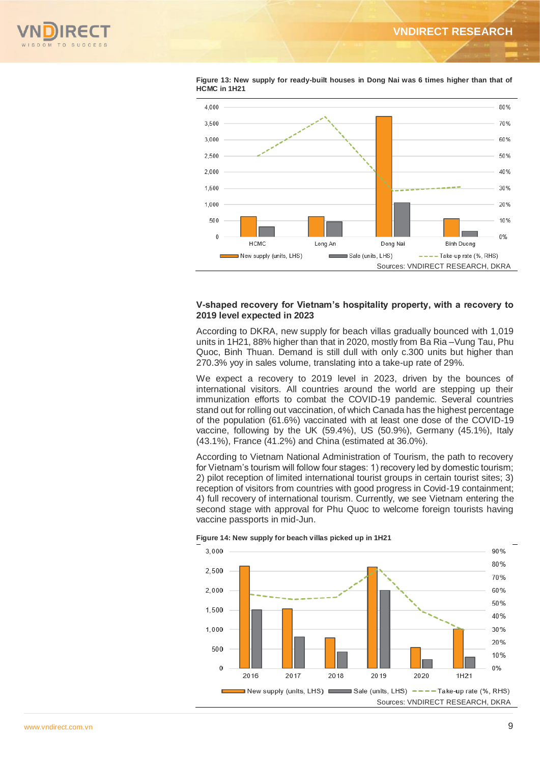**Figure 13: New supply for ready-built houses in Dong Nai was 6 times higher than that of HCMC in 1H21**

Sources: VNDIRECT RESEARCH, DKRA

**V-shaped recovery for Vietnam's hospitality property, with a recovery to 2019 level expected in 2023**

According to DKRA, new supply for beach villas gradually bounced with 1,019 units in 1H21, 88% higher than that in 2020, mostly from Ba Ria –Vung Tau, Phu Quoc, Binh Thuan. Demand is still dull with only c.300 units but higher than 270.3% yoy in sales volume, translating into a take-up rate of 29%.

We expect a recovery to 2019 level in 2023, driven by the bounces of international visitors. All countries around the world are stepping up their immunization efforts to combat the COVID-19 pandemic. Several countries stand out for rolling out vaccination, of which Canada has the highest percentage of the population (61.6%) vaccinated with at least one dose of the COVID-19 vaccine, following by the UK (59.4%), US (50.9%), Germany (45.1%), Italy (43.1%), France (41.2%) and China (estimated at 36.0%).

According to Vietnam National Administration of Tourism, the path to recovery for Vietnam's tourism will follow four stages: 1) recovery led by domestic tourism; 2) pilot reception of limited international tourist groups in certain tourist sites; 3) reception of visitors from countries with good progress in Covid-19 containment; 4) full recovery of international tourism. Currently, we see Vietnam entering the second stage with approval for Phu Quoc to welcome foreign tourists having vaccine passports in mid-Jun.

**Figure 14: New supply for beach villas picked up in 1H21**

Sources: VNDIRECT RESEARCH, DKRA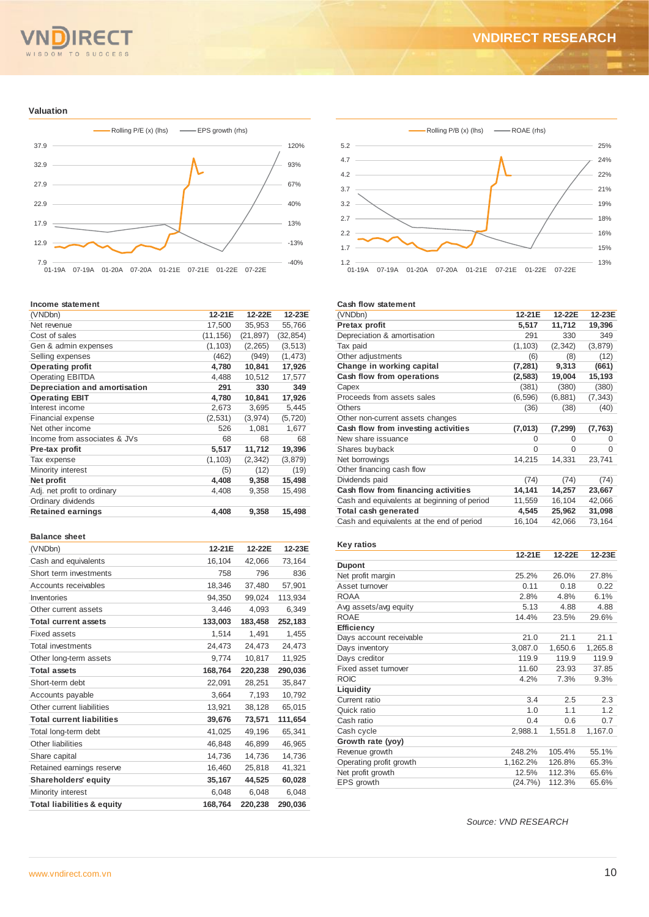## Valuation

Rolling P/E (x) (lhs) — EPS growth (rhs)

Rolling P/B (x) (lhs) — ROAE (rhs)

### Income statement

| (VNDbn) | 12-21E | 12-22E | 12-23E |
|---|---|---|---|
| Net revenue | 17,500 | 35,953 | 55,766 |
| Cost of sales | (11,156) | (21,897) | (32,854) |
| Gen & admin expenses | (1,103) | (2,265) | (3,513) |
| Selling expenses | (462) | (949) | (1,473) |
| **Operating profit** | **4,780** | **10,841** | **17,926** |
| Operating EBITDA | 4,488 | 10,512 | 17,577 |
| **Depreciation and amortisation** | **291** | **330** | **349** |
| **Operating EBIT** | **4,780** | **10,841** | **17,926** |
| Interest income | 2,673 | 3,695 | 5,445 |
| Financial expense | (2,531) | (3,974) | (5,720) |
| Net other income | 526 | 1,081 | 1,677 |
| Income from associates & JVs | 68 | 68 | 68 |
| **Pre-tax profit** | **5,517** | **11,712** | **19,396** |
| Tax expense | (1,103) | (2,342) | (3,879) |
| Minority interest | (5) | (12) | (19) |
| **Net profit** | **4,408** | **9,358** | **15,498** |
| Adj. net profit to ordinary | 4,408 | 9,358 | 15,498 |
| Ordinary dividends | | | |
| **Retained earnings** | **4,408** | **9,358** | **15,498** |

### Balance sheet

| (VNDbn) | 12-21E | 12-22E | 12-23E |
|---|---|---|---|
| Cash and equivalents | 16,104 | 42,066 | 73,164 |
| Short term investments | 758 | 796 | 836 |
| Accounts receivables | 18,346 | 37,480 | 57,901 |
| Inventories | 94,350 | 99,024 | 113,934 |
| Other current assets | 3,446 | 4,093 | 6,349 |
| **Total current assets** | **133,003** | **183,458** | **252,183** |
| Fixed assets | 1,514 | 1,491 | 1,455 |
| Total investments | 24,473 | 24,473 | 24,473 |
| Other long-term assets | 9,774 | 10,817 | 11,925 |
| **Total assets** | **168,764** | **220,238** | **290,036** |
| Short-term debt | 22,091 | 28,251 | 35,847 |
| Accounts payable | 3,664 | 7,193 | 10,792 |
| Other current liabilities | 13,921 | 38,128 | 65,015 |
| **Total current liabilities** | **39,676** | **73,571** | **111,654** |
| Total long-term debt | 41,025 | 49,196 | 65,341 |
| Other liabilities | 46,848 | 46,899 | 46,965 |
| Share capital | 14,736 | 14,736 | 14,736 |
| Retained earnings reserve | 16,460 | 25,818 | 41,321 |
| **Shareholders' equity** | **35,167** | **44,525** | **60,028** |
| Minority interest | 6,048 | 6,048 | 6,048 |
| **Total liabilities & equity** | **168,764** | **220,238** | **290,036** |

### Cash flow statement

| (VNDbn) | 12-21E | 12-22E | 12-23E |
|---|---|---|---|
| **Pretax profit** | **5,517** | **11,712** | **19,396** |
| Depreciation & amortisation | 291 | 330 | 349 |
| Tax paid | (1,103) | (2,342) | (3,879) |
| Other adjustments | (6) | (8) | (12) |
| **Change in working capital** | **(7,281)** | **9,313** | **(661)** |
| **Cash flow from operations** | **(2,583)** | **19,004** | **15,193** |
| Capex | (381) | (380) | (380) |
| Proceeds from assets sales | (6,596) | (6,881) | (7,343) |
| Others | (36) | (38) | (40) |
| Other non-current assets changes | | | |
| **Cash flow from investing activities** | **(7,013)** | **(7,299)** | **(7,763)** |
| New share issuance | 0 | 0 | 0 |
| Shares buyback | 0 | 0 | 0 |
| Net borrowings | 14,215 | 14,331 | 23,741 |
| Other financing cash flow | | | |
| Dividends paid | (74) | (74) | (74) |
| **Cash flow from financing activities** | **14,141** | **14,257** | **23,667** |
| Cash and equivalents at beginning of period | 11,559 | 16,104 | 42,066 |
| **Total cash generated** | **4,545** | **25,962** | **31,098** |
| Cash and equivalents at the end of period | 16,104 | 42,066 | 73,164 |

### Key ratios

| | 12-21E | 12-22E | 12-23E |
|---|---|---|---|
| **Dupont** | | | |
| Net profit margin | 25.2% | 26.0% | 27.8% |
| Asset turnover | 0.11 | 0.18 | 0.22 |
| ROAA | 2.8% | 4.8% | 6.1% |
| Avg assets/avg equity | 5.13 | 4.88 | 4.88 |
| ROAE | 14.4% | 23.5% | 29.6% |
| **Efficiency** | | | |
| Days account receivable | 21.0 | 21.1 | 21.1 |
| Days inventory | 3,087.0 | 1,650.6 | 1,265.8 |
| Days creditor | 119.9 | 119.9 | 119.9 |
| Fixed asset turnover | 11.60 | 23.93 | 37.85 |
| ROIC | 4.2% | 7.3% | 9.3% |
| **Liquidity** | | | |
| Current ratio | 3.4 | 2.5 | 2.3 |
| Quick ratio | 1.0 | 1.1 | 1.2 |
| Cash ratio | 0.4 | 0.6 | 0.7 |
| Cash cycle | 2,988.1 | 1,551.8 | 1,167.0 |
| **Growth rate (yoy)** | | | |
| Revenue growth | 248.2% | 105.4% | 55.1% |
| Operating profit growth | 1,162.2% | 126.8% | 65.3% |
| Net profit growth | 12.5% | 112.3% | 65.6% |
| EPS growth | (24.7%) | 112.3% | 65.6% |

*Source: VND RESEARCH*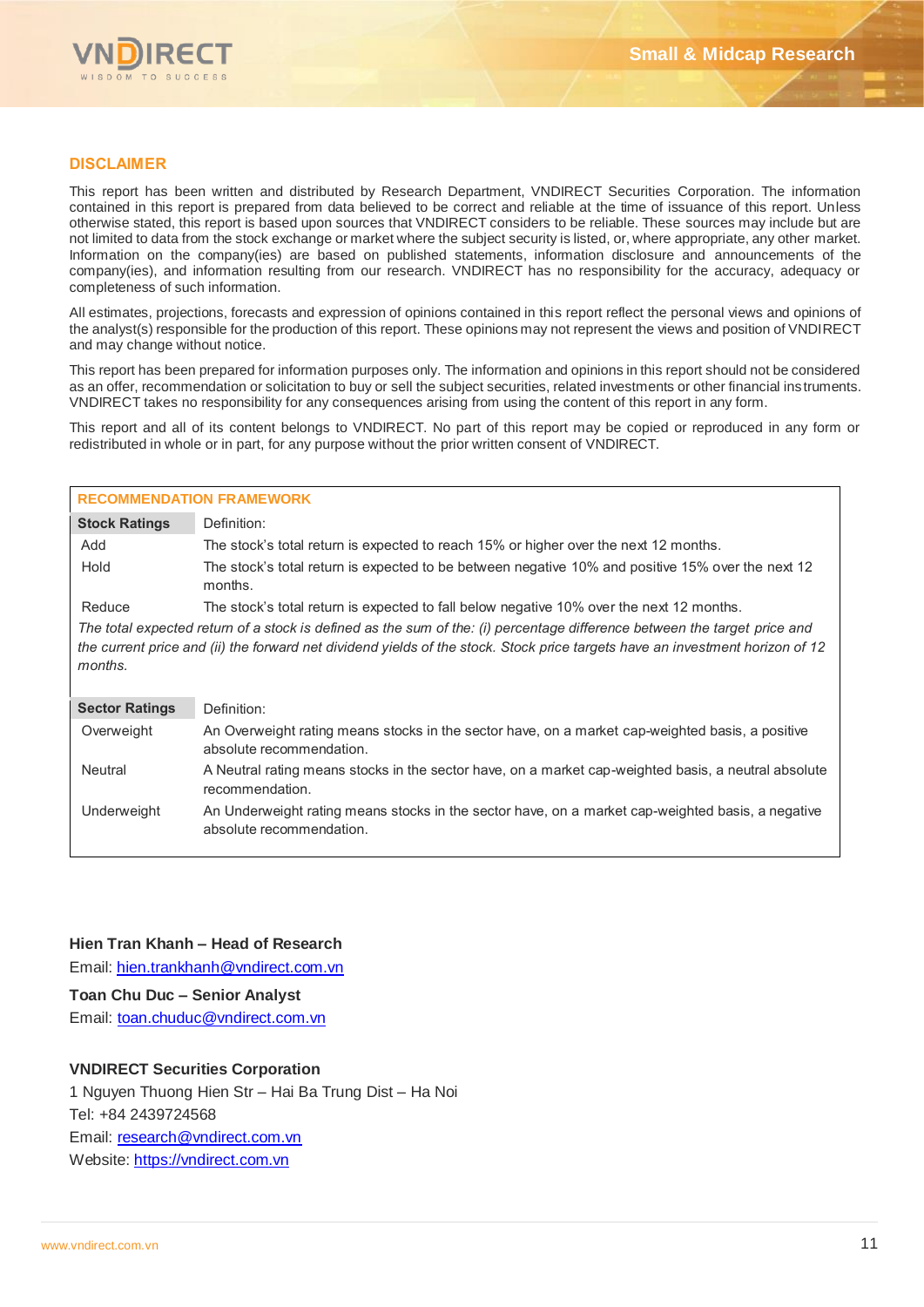## DISCLAIMER

This report has been written and distributed by Research Department, VNDIRECT Securities Corporation. The information contained in this report is prepared from data believed to be correct and reliable at the time of issuance of this report. Unless otherwise stated, this report is based upon sources that VNDIRECT considers to be reliable. These sources may include but are not limited to data from the stock exchange or market where the subject security is listed, or, where appropriate, any other market. Information on the company(ies) are based on published statements, information disclosure and announcements of the company(ies), and information resulting from our research. VNDIRECT has no responsibility for the accuracy, adequacy or completeness of such information.

All estimates, projections, forecasts and expression of opinions contained in this report reflect the personal views and opinions of the analyst(s) responsible for the production of this report. These opinions may not represent the views and position of VNDIRECT and may change without notice.

This report has been prepared for information purposes only. The information and opinions in this report should not be considered as an offer, recommendation or solicitation to buy or sell the subject securities, related investments or other financial instruments. VNDIRECT takes no responsibility for any consequences arising from using the content of this report in any form.

This report and all of its content belongs to VNDIRECT. No part of this report may be copied or reproduced in any form or redistributed in whole or in part, for any purpose without the prior written consent of VNDIRECT.

### RECOMMENDATION FRAMEWORK

| Stock Ratings | Definition: |
|---|---|
| Add | The stock's total return is expected to reach 15% or higher over the next 12 months. |
| Hold | The stock's total return is expected to be between negative 10% and positive 15% over the next 12 months. |
| Reduce | The stock's total return is expected to fall below negative 10% over the next 12 months. |

*The total expected return of a stock is defined as the sum of the: (i) percentage difference between the target price and the current price and (ii) the forward net dividend yields of the stock. Stock price targets have an investment horizon of 12 months.*

| Sector Ratings | Definition: |
|---|---|
| Overweight | An Overweight rating means stocks in the sector have, on a market cap-weighted basis, a positive absolute recommendation. |
| Neutral | A Neutral rating means stocks in the sector have, on a market cap-weighted basis, a neutral absolute recommendation. |
| Underweight | An Underweight rating means stocks in the sector have, on a market cap-weighted basis, a negative absolute recommendation. |

**Hien Tran Khanh – Head of Research**
Email: hien.trankhanh@vndirect.com.vn

**Toan Chu Duc – Senior Analyst**
Email: toan.chuduc@vndirect.com.vn

**VNDIRECT Securities Corporation**
1 Nguyen Thuong Hien Str – Hai Ba Trung Dist – Ha Noi
Tel: +84 2439724568
Email: research@vndirect.com.vn
Website: https://vndirect.com.vn